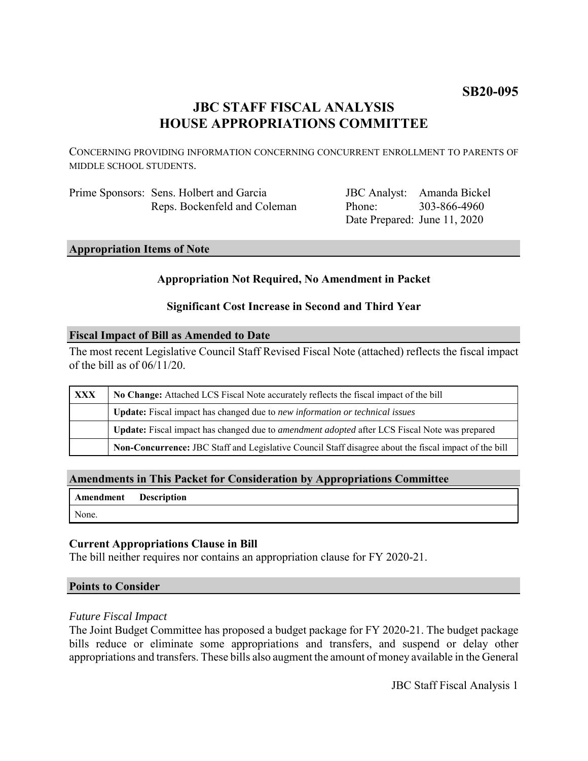**SB20-095**

# JBC STAFF FISCAL ANALYSIS
# HOUSE APPROPRIATIONS COMMITTEE

CONCERNING PROVIDING INFORMATION CONCERNING CONCURRENT ENROLLMENT TO PARENTS OF MIDDLE SCHOOL STUDENTS.

| | | | |
|---|---|---|---|
| Prime Sponsors: | Sens. Holbert and Garcia | JBC Analyst: | Amanda Bickel |
| | Reps. Bockenfeld and Coleman | Phone: | 303-866-4960 |
| | | Date Prepared: | June 11, 2020 |

## Appropriation Items of Note

**Appropriation Not Required, No Amendment in Packet**

**Significant Cost Increase in Second and Third Year**

## Fiscal Impact of Bill as Amended to Date

The most recent Legislative Council Staff Revised Fiscal Note (attached) reflects the fiscal impact of the bill as of 06/11/20.

| | |
|---|---|
| XXX | **No Change:** Attached LCS Fiscal Note accurately reflects the fiscal impact of the bill |
| | **Update:** Fiscal impact has changed due to *new information or technical issues* |
| | **Update:** Fiscal impact has changed due to *amendment adopted* after LCS Fiscal Note was prepared |
| | **Non-Concurrence:** JBC Staff and Legislative Council Staff disagree about the fiscal impact of the bill |

## Amendments in This Packet for Consideration by Appropriations Committee

| Amendment | Description |
|---|---|
| None. | |

### Current Appropriations Clause in Bill

The bill neither requires nor contains an appropriation clause for FY 2020-21.

## Points to Consider

*Future Fiscal Impact*

The Joint Budget Committee has proposed a budget package for FY 2020-21. The budget package bills reduce or eliminate some appropriations and transfers, and suspend or delay other appropriations and transfers. These bills also augment the amount of money available in the General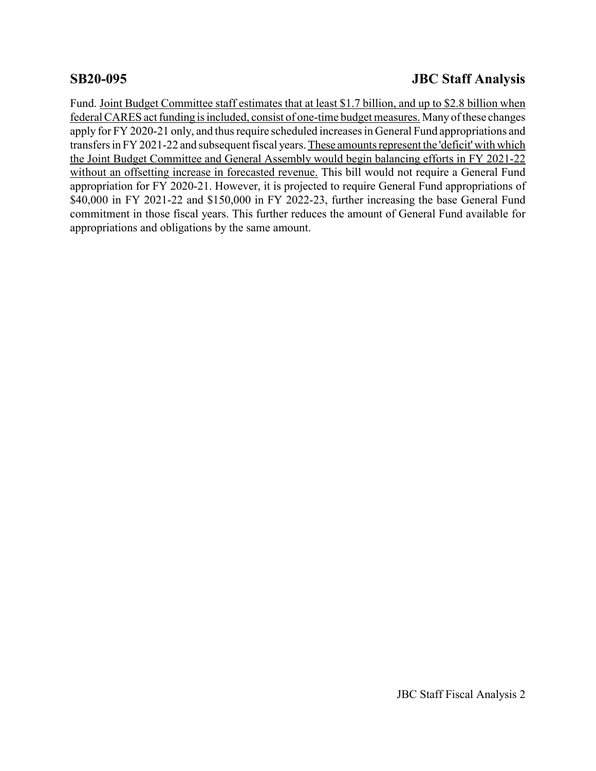Fund. <u>Joint Budget Committee staff estimates that at least $1.7 billion, and up to $2.8 billion when federal CARES act funding is included, consist of one-time budget measures.</u> Many of these changes apply for FY 2020-21 only, and thus require scheduled increases in General Fund appropriations and transfers in FY 2021-22 and subsequent fiscal years. <u>These amounts represent the 'deficit' with which the Joint Budget Committee and General Assembly would begin balancing efforts in FY 2021-22 without an offsetting increase in forecasted revenue.</u> This bill would not require a General Fund appropriation for FY 2020-21. However, it is projected to require General Fund appropriations of $40,000 in FY 2021-22 and $150,000 in FY 2022-23, further increasing the base General Fund commitment in those fiscal years. This further reduces the amount of General Fund available for appropriations and obligations by the same amount.